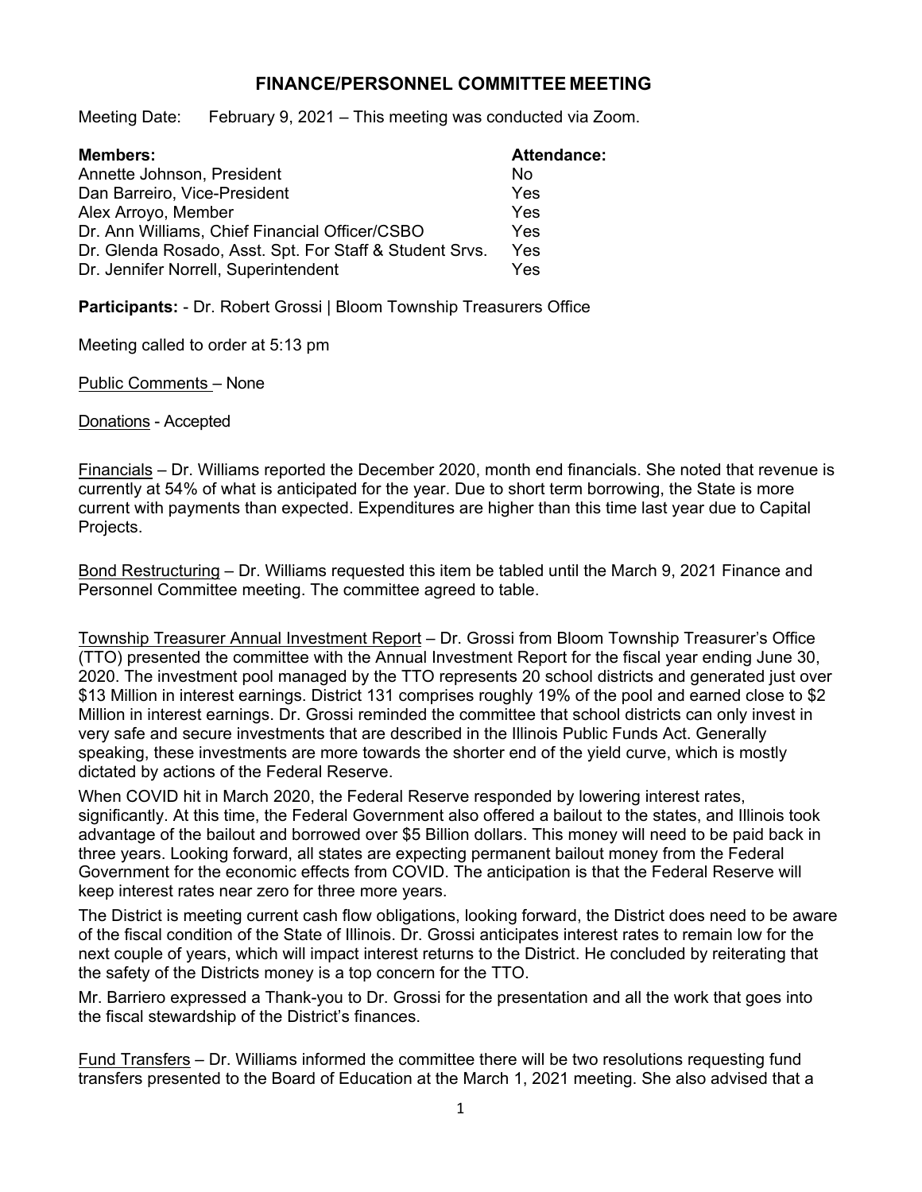# FINANCE/PERSONNEL COMMITTEE MEETING

Meeting Date: February 9, 2021 – This meeting was conducted via Zoom.

| **Members:** | **Attendance:** |
|---|---|
| Annette Johnson, President | No |
| Dan Barreiro, Vice-President | Yes |
| Alex Arroyo, Member | Yes |
| Dr. Ann Williams, Chief Financial Officer/CSBO | Yes |
| Dr. Glenda Rosado, Asst. Spt. For Staff & Student Srvs. | Yes |
| Dr. Jennifer Norrell, Superintendent | Yes |

**Participants:** - Dr. Robert Grossi | Bloom Township Treasurers Office

Meeting called to order at 5:13 pm

Public Comments – None

Donations - Accepted

Financials – Dr. Williams reported the December 2020, month end financials. She noted that revenue is currently at 54% of what is anticipated for the year. Due to short term borrowing, the State is more current with payments than expected. Expenditures are higher than this time last year due to Capital Projects.

Bond Restructuring – Dr. Williams requested this item be tabled until the March 9, 2021 Finance and Personnel Committee meeting. The committee agreed to table.

Township Treasurer Annual Investment Report – Dr. Grossi from Bloom Township Treasurer's Office (TTO) presented the committee with the Annual Investment Report for the fiscal year ending June 30, 2020. The investment pool managed by the TTO represents 20 school districts and generated just over $13 Million in interest earnings. District 131 comprises roughly 19% of the pool and earned close to $2 Million in interest earnings. Dr. Grossi reminded the committee that school districts can only invest in very safe and secure investments that are described in the Illinois Public Funds Act. Generally speaking, these investments are more towards the shorter end of the yield curve, which is mostly dictated by actions of the Federal Reserve.

When COVID hit in March 2020, the Federal Reserve responded by lowering interest rates, significantly. At this time, the Federal Government also offered a bailout to the states, and Illinois took advantage of the bailout and borrowed over $5 Billion dollars. This money will need to be paid back in three years. Looking forward, all states are expecting permanent bailout money from the Federal Government for the economic effects from COVID. The anticipation is that the Federal Reserve will keep interest rates near zero for three more years.

The District is meeting current cash flow obligations, looking forward, the District does need to be aware of the fiscal condition of the State of Illinois. Dr. Grossi anticipates interest rates to remain low for the next couple of years, which will impact interest returns to the District. He concluded by reiterating that the safety of the Districts money is a top concern for the TTO.

Mr. Barriero expressed a Thank-you to Dr. Grossi for the presentation and all the work that goes into the fiscal stewardship of the District's finances.

Fund Transfers – Dr. Williams informed the committee there will be two resolutions requesting fund transfers presented to the Board of Education at the March 1, 2021 meeting. She also advised that a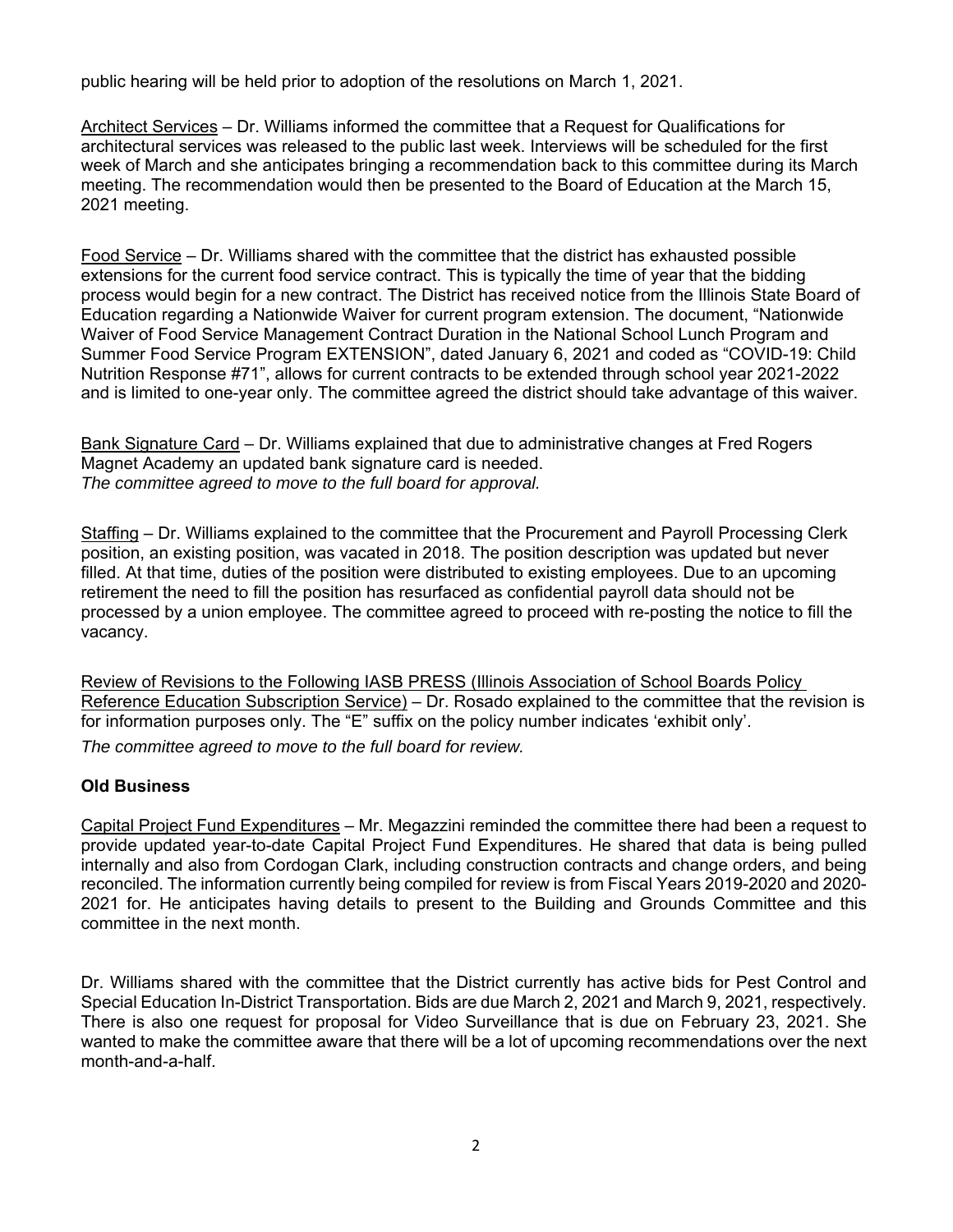public hearing will be held prior to adoption of the resolutions on March 1, 2021.

Architect Services – Dr. Williams informed the committee that a Request for Qualifications for architectural services was released to the public last week. Interviews will be scheduled for the first week of March and she anticipates bringing a recommendation back to this committee during its March meeting. The recommendation would then be presented to the Board of Education at the March 15, 2021 meeting.

Food Service – Dr. Williams shared with the committee that the district has exhausted possible extensions for the current food service contract. This is typically the time of year that the bidding process would begin for a new contract. The District has received notice from the Illinois State Board of Education regarding a Nationwide Waiver for current program extension. The document, "Nationwide Waiver of Food Service Management Contract Duration in the National School Lunch Program and Summer Food Service Program EXTENSION", dated January 6, 2021 and coded as "COVID-19: Child Nutrition Response #71", allows for current contracts to be extended through school year 2021-2022 and is limited to one-year only. The committee agreed the district should take advantage of this waiver.

Bank Signature Card – Dr. Williams explained that due to administrative changes at Fred Rogers Magnet Academy an updated bank signature card is needed.
*The committee agreed to move to the full board for approval.*

Staffing – Dr. Williams explained to the committee that the Procurement and Payroll Processing Clerk position, an existing position, was vacated in 2018. The position description was updated but never filled. At that time, duties of the position were distributed to existing employees. Due to an upcoming retirement the need to fill the position has resurfaced as confidential payroll data should not be processed by a union employee. The committee agreed to proceed with re-posting the notice to fill the vacancy.

Review of Revisions to the Following IASB PRESS (Illinois Association of School Boards Policy Reference Education Subscription Service) – Dr. Rosado explained to the committee that the revision is for information purposes only. The "E" suffix on the policy number indicates 'exhibit only'.
*The committee agreed to move to the full board for review.*

**Old Business**

Capital Project Fund Expenditures – Mr. Megazzini reminded the committee there had been a request to provide updated year-to-date Capital Project Fund Expenditures. He shared that data is being pulled internally and also from Cordogan Clark, including construction contracts and change orders, and being reconciled. The information currently being compiled for review is from Fiscal Years 2019-2020 and 2020-2021 for. He anticipates having details to present to the Building and Grounds Committee and this committee in the next month.

Dr. Williams shared with the committee that the District currently has active bids for Pest Control and Special Education In-District Transportation. Bids are due March 2, 2021 and March 9, 2021, respectively. There is also one request for proposal for Video Surveillance that is due on February 23, 2021. She wanted to make the committee aware that there will be a lot of upcoming recommendations over the next month-and-a-half.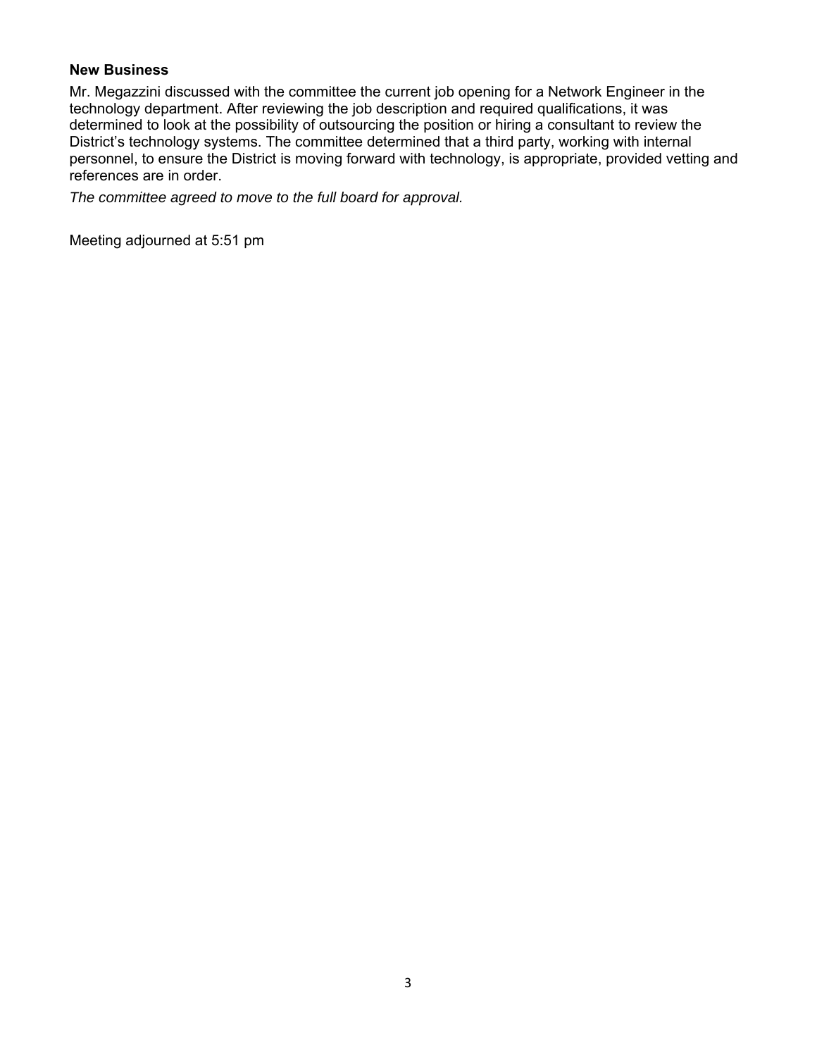**New Business**

Mr. Megazzini discussed with the committee the current job opening for a Network Engineer in the technology department. After reviewing the job description and required qualifications, it was determined to look at the possibility of outsourcing the position or hiring a consultant to review the District's technology systems. The committee determined that a third party, working with internal personnel, to ensure the District is moving forward with technology, is appropriate, provided vetting and references are in order.

*The committee agreed to move to the full board for approval.*

Meeting adjourned at 5:51 pm